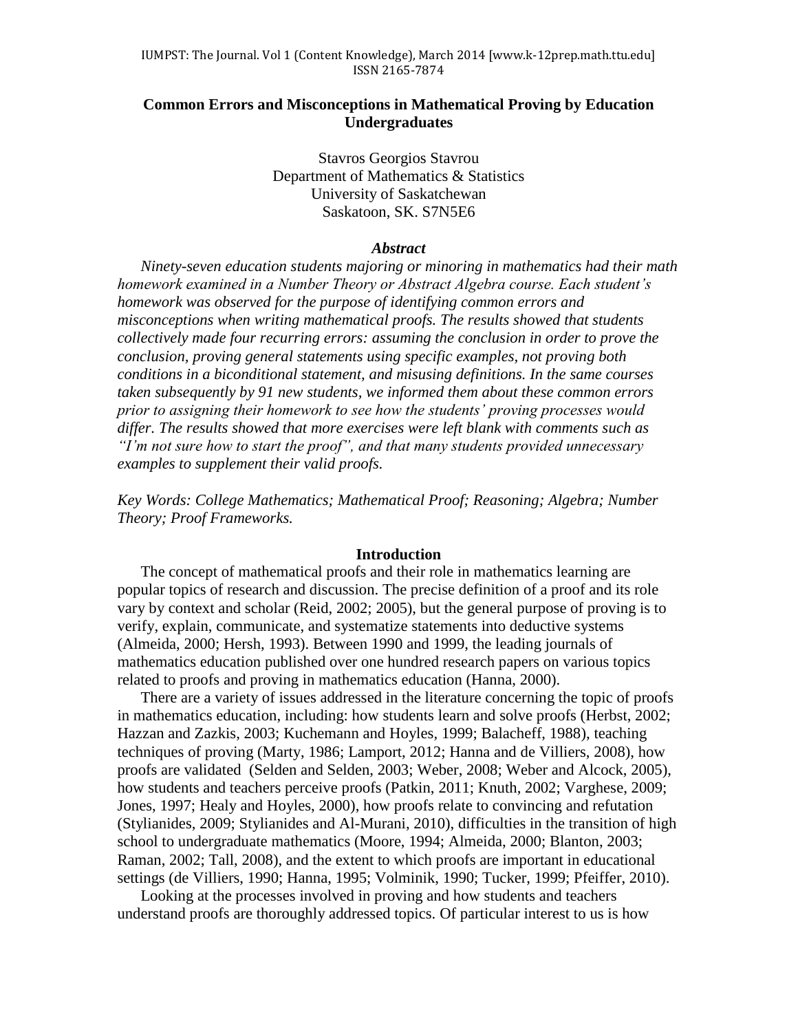# Common Errors and Misconceptions in Mathematical Proving by Education Undergraduates

Stavros Georgios Stavrou
Department of Mathematics & Statistics
University of Saskatchewan
Saskatoon, SK. S7N5E6

### *Abstract*

*Ninety-seven education students majoring or minoring in mathematics had their math homework examined in a Number Theory or Abstract Algebra course. Each student's homework was observed for the purpose of identifying common errors and misconceptions when writing mathematical proofs. The results showed that students collectively made four recurring errors: assuming the conclusion in order to prove the conclusion, proving general statements using specific examples, not proving both conditions in a biconditional statement, and misusing definitions. In the same courses taken subsequently by 91 new students, we informed them about these common errors prior to assigning their homework to see how the students' proving processes would differ. The results showed that more exercises were left blank with comments such as "I'm not sure how to start the proof", and that many students provided unnecessary examples to supplement their valid proofs.*

*Key Words: College Mathematics; Mathematical Proof; Reasoning; Algebra; Number Theory; Proof Frameworks.*

## Introduction

The concept of mathematical proofs and their role in mathematics learning are popular topics of research and discussion. The precise definition of a proof and its role vary by context and scholar (Reid, 2002; 2005), but the general purpose of proving is to verify, explain, communicate, and systematize statements into deductive systems (Almeida, 2000; Hersh, 1993). Between 1990 and 1999, the leading journals of mathematics education published over one hundred research papers on various topics related to proofs and proving in mathematics education (Hanna, 2000).

There are a variety of issues addressed in the literature concerning the topic of proofs in mathematics education, including: how students learn and solve proofs (Herbst, 2002; Hazzan and Zazkis, 2003; Kuchemann and Hoyles, 1999; Balacheff, 1988), teaching techniques of proving (Marty, 1986; Lamport, 2012; Hanna and de Villiers, 2008), how proofs are validated (Selden and Selden, 2003; Weber, 2008; Weber and Alcock, 2005), how students and teachers perceive proofs (Patkin, 2011; Knuth, 2002; Varghese, 2009; Jones, 1997; Healy and Hoyles, 2000), how proofs relate to convincing and refutation (Stylianides, 2009; Stylianides and Al-Murani, 2010), difficulties in the transition of high school to undergraduate mathematics (Moore, 1994; Almeida, 2000; Blanton, 2003; Raman, 2002; Tall, 2008), and the extent to which proofs are important in educational settings (de Villiers, 1990; Hanna, 1995; Volminik, 1990; Tucker, 1999; Pfeiffer, 2010).

Looking at the processes involved in proving and how students and teachers understand proofs are thoroughly addressed topics. Of particular interest to us is how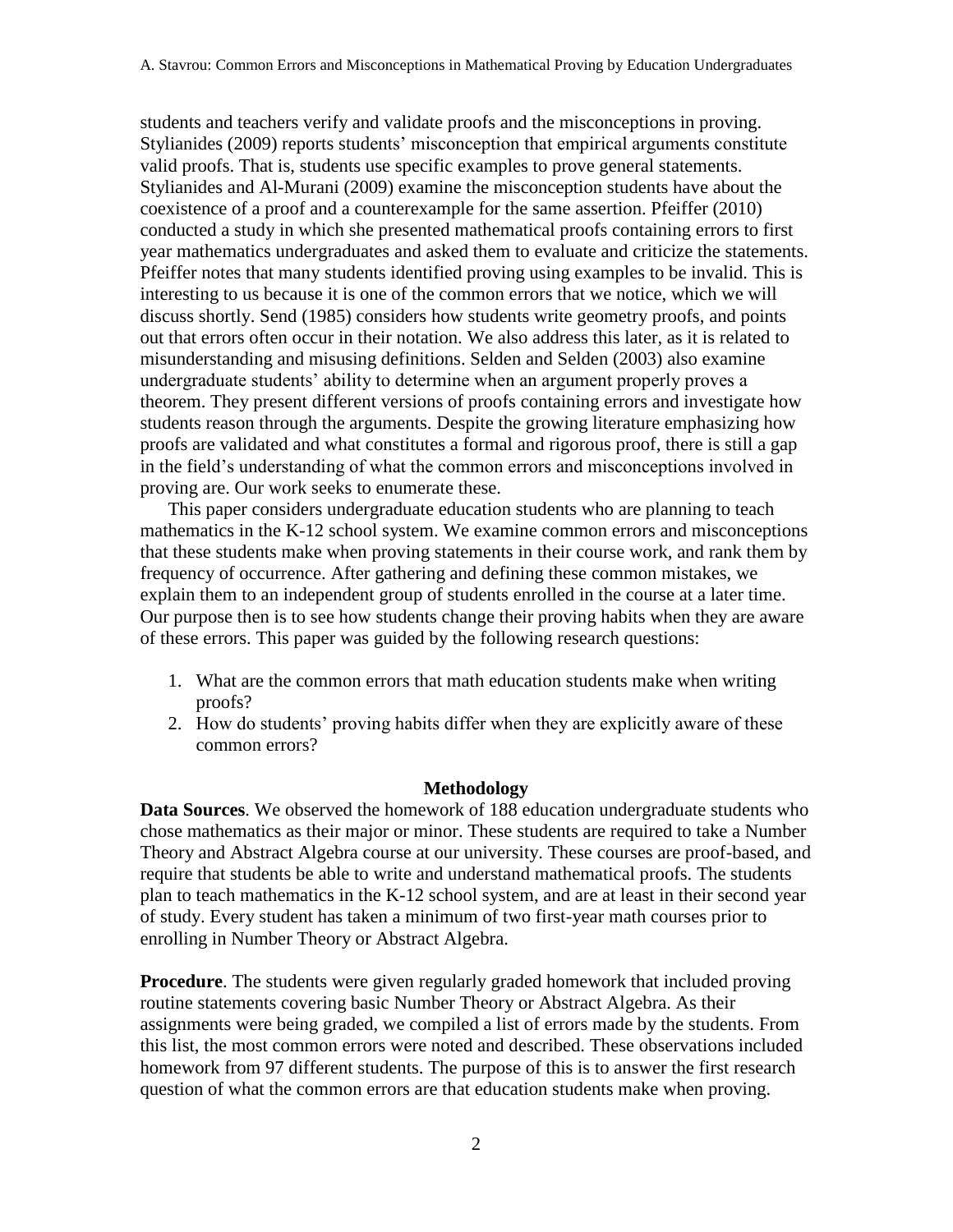students and teachers verify and validate proofs and the misconceptions in proving. Stylianides (2009) reports students' misconception that empirical arguments constitute valid proofs. That is, students use specific examples to prove general statements. Stylianides and Al-Murani (2009) examine the misconception students have about the coexistence of a proof and a counterexample for the same assertion. Pfeiffer (2010) conducted a study in which she presented mathematical proofs containing errors to first year mathematics undergraduates and asked them to evaluate and criticize the statements. Pfeiffer notes that many students identified proving using examples to be invalid. This is interesting to us because it is one of the common errors that we notice, which we will discuss shortly. Send (1985) considers how students write geometry proofs, and points out that errors often occur in their notation. We also address this later, as it is related to misunderstanding and misusing definitions. Selden and Selden (2003) also examine undergraduate students' ability to determine when an argument properly proves a theorem. They present different versions of proofs containing errors and investigate how students reason through the arguments. Despite the growing literature emphasizing how proofs are validated and what constitutes a formal and rigorous proof, there is still a gap in the field's understanding of what the common errors and misconceptions involved in proving are. Our work seeks to enumerate these.

This paper considers undergraduate education students who are planning to teach mathematics in the K-12 school system. We examine common errors and misconceptions that these students make when proving statements in their course work, and rank them by frequency of occurrence. After gathering and defining these common mistakes, we explain them to an independent group of students enrolled in the course at a later time. Our purpose then is to see how students change their proving habits when they are aware of these errors. This paper was guided by the following research questions:

1. What are the common errors that math education students make when writing proofs?
2. How do students' proving habits differ when they are explicitly aware of these common errors?

## Methodology

**Data Sources**. We observed the homework of 188 education undergraduate students who chose mathematics as their major or minor. These students are required to take a Number Theory and Abstract Algebra course at our university. These courses are proof-based, and require that students be able to write and understand mathematical proofs. The students plan to teach mathematics in the K-12 school system, and are at least in their second year of study. Every student has taken a minimum of two first-year math courses prior to enrolling in Number Theory or Abstract Algebra.

**Procedure**. The students were given regularly graded homework that included proving routine statements covering basic Number Theory or Abstract Algebra. As their assignments were being graded, we compiled a list of errors made by the students. From this list, the most common errors were noted and described. These observations included homework from 97 different students. The purpose of this is to answer the first research question of what the common errors are that education students make when proving.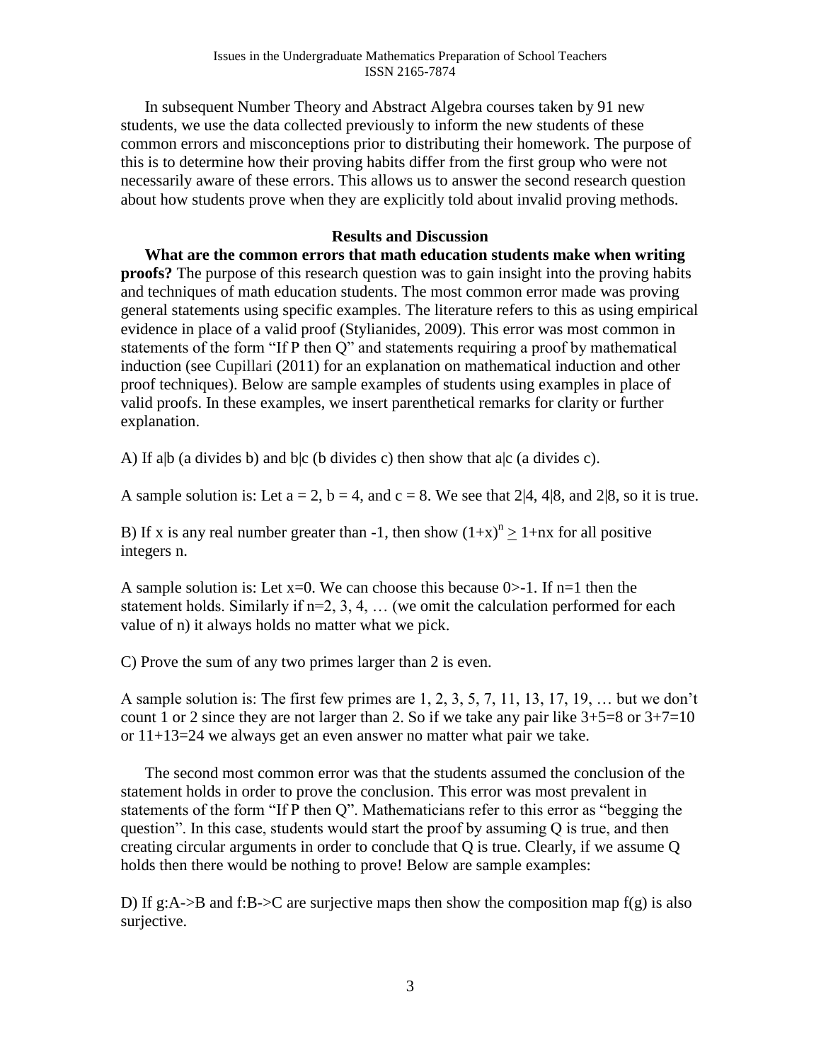In subsequent Number Theory and Abstract Algebra courses taken by 91 new students, we use the data collected previously to inform the new students of these common errors and misconceptions prior to distributing their homework. The purpose of this is to determine how their proving habits differ from the first group who were not necessarily aware of these errors. This allows us to answer the second research question about how students prove when they are explicitly told about invalid proving methods.

## Results and Discussion

**What are the common errors that math education students make when writing proofs?** The purpose of this research question was to gain insight into the proving habits and techniques of math education students. The most common error made was proving general statements using specific examples. The literature refers to this as using empirical evidence in place of a valid proof (Stylianides, 2009). This error was most common in statements of the form "If P then Q" and statements requiring a proof by mathematical induction (see Cupillari (2011) for an explanation on mathematical induction and other proof techniques). Below are sample examples of students using examples in place of valid proofs. In these examples, we insert parenthetical remarks for clarity or further explanation.

A) If $a|b$ (a divides b) and $b|c$ (b divides c) then show that $a|c$ (a divides c).

A sample solution is: Let $a = 2$, $b = 4$, and $c = 8$. We see that $2|4$, $4|8$, and $2|8$, so it is true.

B) If x is any real number greater than -1, then show $(1+x)^n \geq 1+nx$ for all positive integers n.

A sample solution is: Let $x=0$. We can choose this because $0>-1$. If $n=1$ then the statement holds. Similarly if $n=2, 3, 4, \ldots$ (we omit the calculation performed for each value of n) it always holds no matter what we pick.

C) Prove the sum of any two primes larger than 2 is even.

A sample solution is: The first few primes are 1, 2, 3, 5, 7, 11, 13, 17, 19, … but we don't count 1 or 2 since they are not larger than 2. So if we take any pair like $3+5=8$ or $3+7=10$ or $11+13=24$ we always get an even answer no matter what pair we take.

The second most common error was that the students assumed the conclusion of the statement holds in order to prove the conclusion. This error was most prevalent in statements of the form "If P then Q". Mathematicians refer to this error as "begging the question". In this case, students would start the proof by assuming Q is true, and then creating circular arguments in order to conclude that Q is true. Clearly, if we assume Q holds then there would be nothing to prove! Below are sample examples:

D) If $g:A\to B$ and $f:B\to C$ are surjective maps then show the composition map $f(g)$ is also surjective.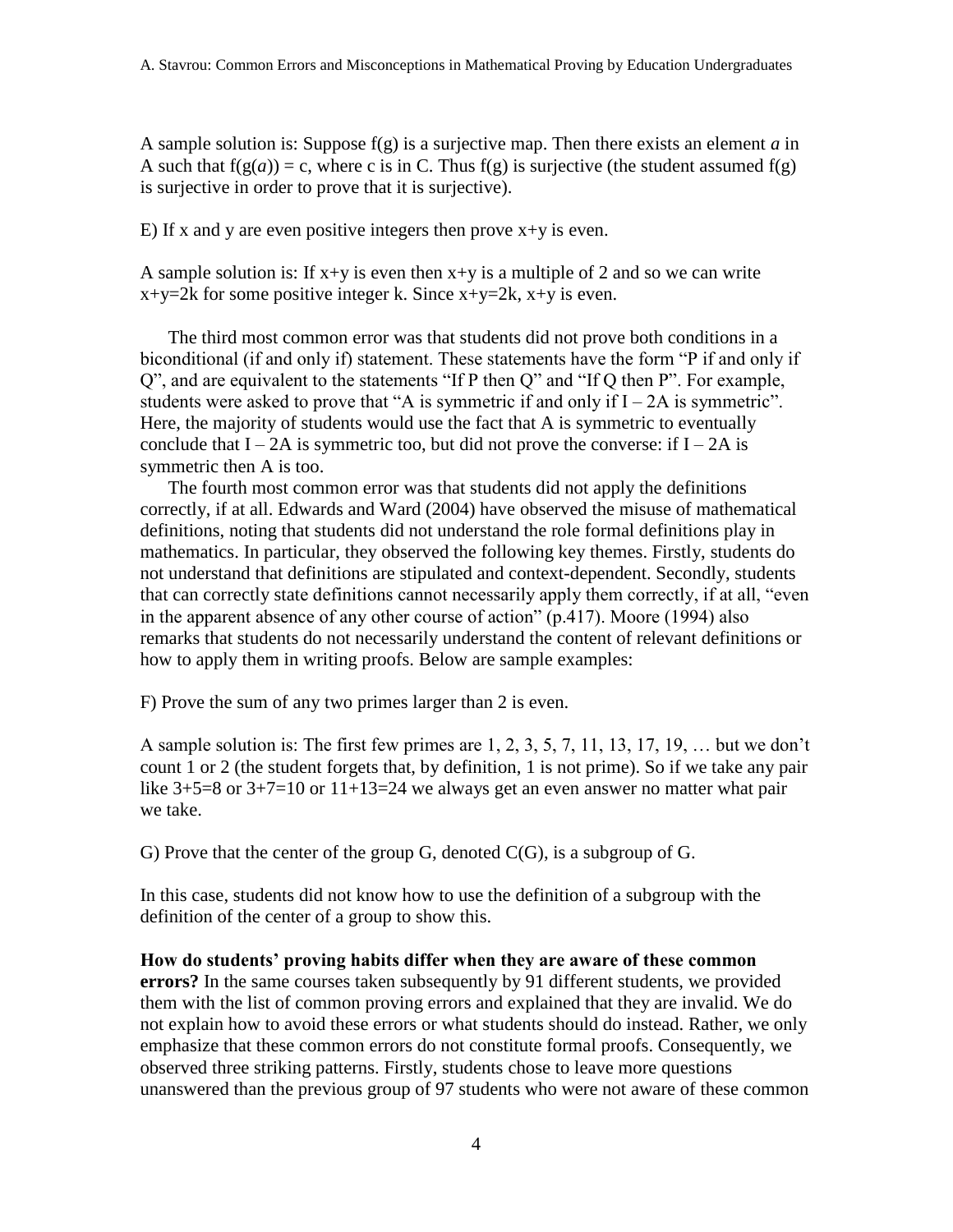A sample solution is: Suppose $f(g)$ is a surjective map. Then there exists an element *a* in A such that $f(g(a)) = c$, where c is in C. Thus $f(g)$ is surjective (the student assumed $f(g)$ is surjective in order to prove that it is surjective).

E) If x and y are even positive integers then prove $x+y$ is even.

A sample solution is: If $x+y$ is even then $x+y$ is a multiple of 2 and so we can write $x+y=2k$ for some positive integer k. Since $x+y=2k$, $x+y$ is even.

The third most common error was that students did not prove both conditions in a biconditional (if and only if) statement. These statements have the form "P if and only if Q", and are equivalent to the statements "If P then Q" and "If Q then P". For example, students were asked to prove that "A is symmetric if and only if $I - 2A$ is symmetric". Here, the majority of students would use the fact that A is symmetric to eventually conclude that $I - 2A$ is symmetric too, but did not prove the converse: if $I - 2A$ is symmetric then A is too.

The fourth most common error was that students did not apply the definitions correctly, if at all. Edwards and Ward (2004) have observed the misuse of mathematical definitions, noting that students did not understand the role formal definitions play in mathematics. In particular, they observed the following key themes. Firstly, students do not understand that definitions are stipulated and context-dependent. Secondly, students that can correctly state definitions cannot necessarily apply them correctly, if at all, "even in the apparent absence of any other course of action" (p.417). Moore (1994) also remarks that students do not necessarily understand the content of relevant definitions or how to apply them in writing proofs. Below are sample examples:

F) Prove the sum of any two primes larger than 2 is even.

A sample solution is: The first few primes are 1, 2, 3, 5, 7, 11, 13, 17, 19, … but we don't count 1 or 2 (the student forgets that, by definition, 1 is not prime). So if we take any pair like $3+5=8$ or $3+7=10$ or $11+13=24$ we always get an even answer no matter what pair we take.

G) Prove that the center of the group G, denoted C(G), is a subgroup of G.

In this case, students did not know how to use the definition of a subgroup with the definition of the center of a group to show this.

**How do students' proving habits differ when they are aware of these common errors?** In the same courses taken subsequently by 91 different students, we provided them with the list of common proving errors and explained that they are invalid. We do not explain how to avoid these errors or what students should do instead. Rather, we only emphasize that these common errors do not constitute formal proofs. Consequently, we observed three striking patterns. Firstly, students chose to leave more questions unanswered than the previous group of 97 students who were not aware of these common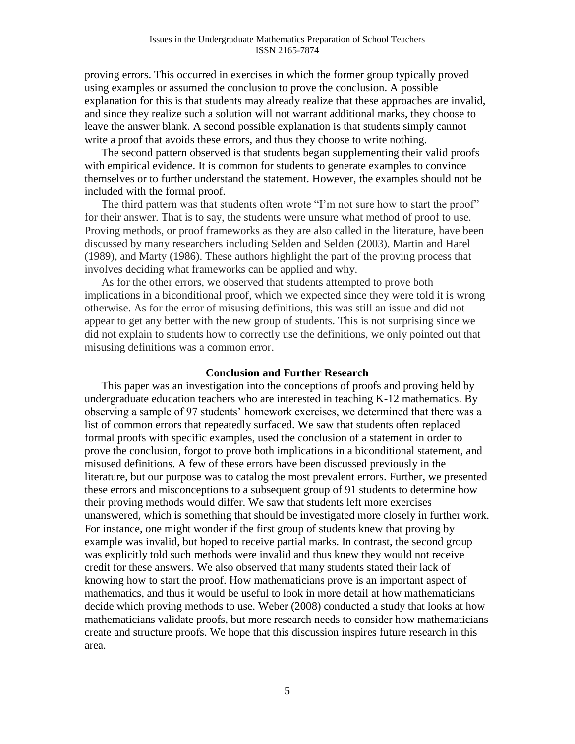proving errors. This occurred in exercises in which the former group typically proved using examples or assumed the conclusion to prove the conclusion. A possible explanation for this is that students may already realize that these approaches are invalid, and since they realize such a solution will not warrant additional marks, they choose to leave the answer blank. A second possible explanation is that students simply cannot write a proof that avoids these errors, and thus they choose to write nothing.

The second pattern observed is that students began supplementing their valid proofs with empirical evidence. It is common for students to generate examples to convince themselves or to further understand the statement. However, the examples should not be included with the formal proof.

The third pattern was that students often wrote "I'm not sure how to start the proof" for their answer. That is to say, the students were unsure what method of proof to use. Proving methods, or proof frameworks as they are also called in the literature, have been discussed by many researchers including Selden and Selden (2003), Martin and Harel (1989), and Marty (1986). These authors highlight the part of the proving process that involves deciding what frameworks can be applied and why.

As for the other errors, we observed that students attempted to prove both implications in a biconditional proof, which we expected since they were told it is wrong otherwise. As for the error of misusing definitions, this was still an issue and did not appear to get any better with the new group of students. This is not surprising since we did not explain to students how to correctly use the definitions, we only pointed out that misusing definitions was a common error.

## Conclusion and Further Research

This paper was an investigation into the conceptions of proofs and proving held by undergraduate education teachers who are interested in teaching K-12 mathematics. By observing a sample of 97 students' homework exercises, we determined that there was a list of common errors that repeatedly surfaced. We saw that students often replaced formal proofs with specific examples, used the conclusion of a statement in order to prove the conclusion, forgot to prove both implications in a biconditional statement, and misused definitions. A few of these errors have been discussed previously in the literature, but our purpose was to catalog the most prevalent errors. Further, we presented these errors and misconceptions to a subsequent group of 91 students to determine how their proving methods would differ. We saw that students left more exercises unanswered, which is something that should be investigated more closely in further work. For instance, one might wonder if the first group of students knew that proving by example was invalid, but hoped to receive partial marks. In contrast, the second group was explicitly told such methods were invalid and thus knew they would not receive credit for these answers. We also observed that many students stated their lack of knowing how to start the proof. How mathematicians prove is an important aspect of mathematics, and thus it would be useful to look in more detail at how mathematicians decide which proving methods to use. Weber (2008) conducted a study that looks at how mathematicians validate proofs, but more research needs to consider how mathematicians create and structure proofs. We hope that this discussion inspires future research in this area.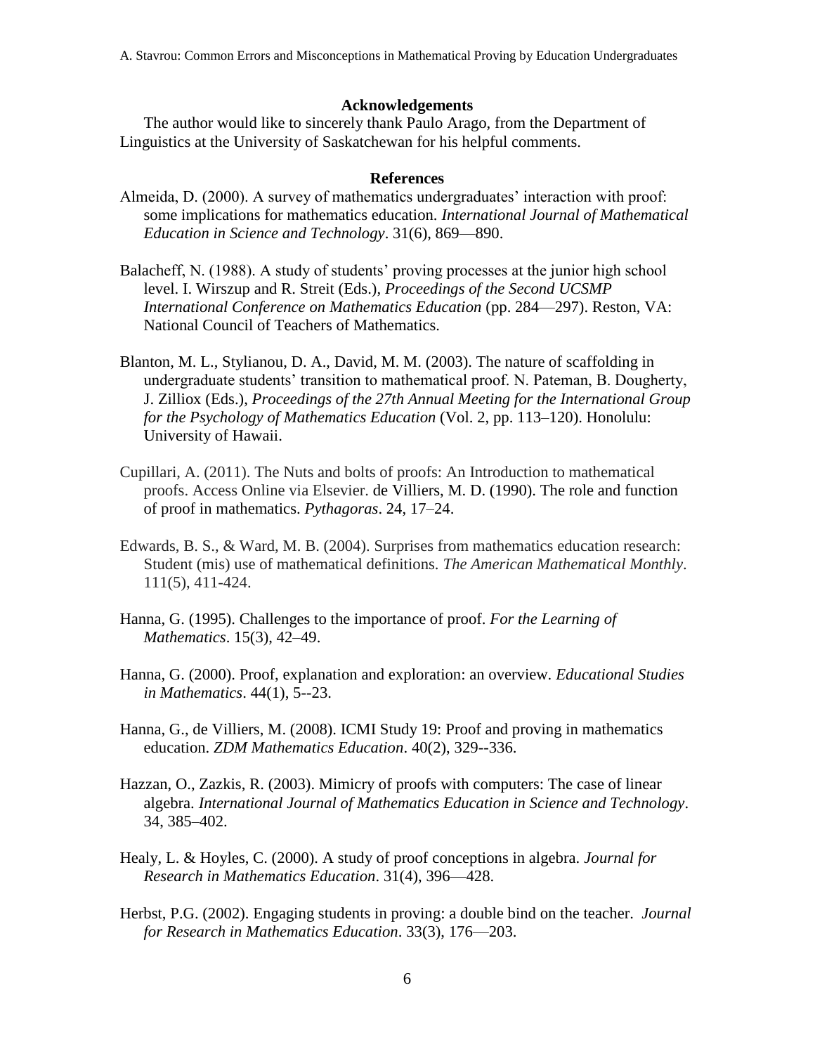**Acknowledgements**

The author would like to sincerely thank Paulo Arago, from the Department of Linguistics at the University of Saskatchewan for his helpful comments.

**References**

Almeida, D. (2000). A survey of mathematics undergraduates' interaction with proof: some implications for mathematics education. *International Journal of Mathematical Education in Science and Technology*. 31(6), 869—890.

Balacheff, N. (1988). A study of students' proving processes at the junior high school level. I. Wirszup and R. Streit (Eds.), *Proceedings of the Second UCSMP International Conference on Mathematics Education* (pp. 284—297). Reston, VA: National Council of Teachers of Mathematics.

Blanton, M. L., Stylianou, D. A., David, M. M. (2003). The nature of scaffolding in undergraduate students' transition to mathematical proof. N. Pateman, B. Dougherty, J. Zilliox (Eds.), *Proceedings of the 27th Annual Meeting for the International Group for the Psychology of Mathematics Education* (Vol. 2, pp. 113–120). Honolulu: University of Hawaii.

Cupillari, A. (2011). The Nuts and bolts of proofs: An Introduction to mathematical proofs. Access Online via Elsevier. de Villiers, M. D. (1990). The role and function of proof in mathematics. *Pythagoras*. 24, 17–24.

Edwards, B. S., & Ward, M. B. (2004). Surprises from mathematics education research: Student (mis) use of mathematical definitions. *The American Mathematical Monthly*. 111(5), 411-424.

Hanna, G. (1995). Challenges to the importance of proof. *For the Learning of Mathematics*. 15(3), 42–49.

Hanna, G. (2000). Proof, explanation and exploration: an overview. *Educational Studies in Mathematics*. 44(1), 5--23.

Hanna, G., de Villiers, M. (2008). ICMI Study 19: Proof and proving in mathematics education. *ZDM Mathematics Education*. 40(2), 329--336.

Hazzan, O., Zazkis, R. (2003). Mimicry of proofs with computers: The case of linear algebra. *International Journal of Mathematics Education in Science and Technology*. 34, 385–402.

Healy, L. & Hoyles, C. (2000). A study of proof conceptions in algebra. *Journal for Research in Mathematics Education*. 31(4), 396—428.

Herbst, P.G. (2002). Engaging students in proving: a double bind on the teacher. *Journal for Research in Mathematics Education*. 33(3), 176—203.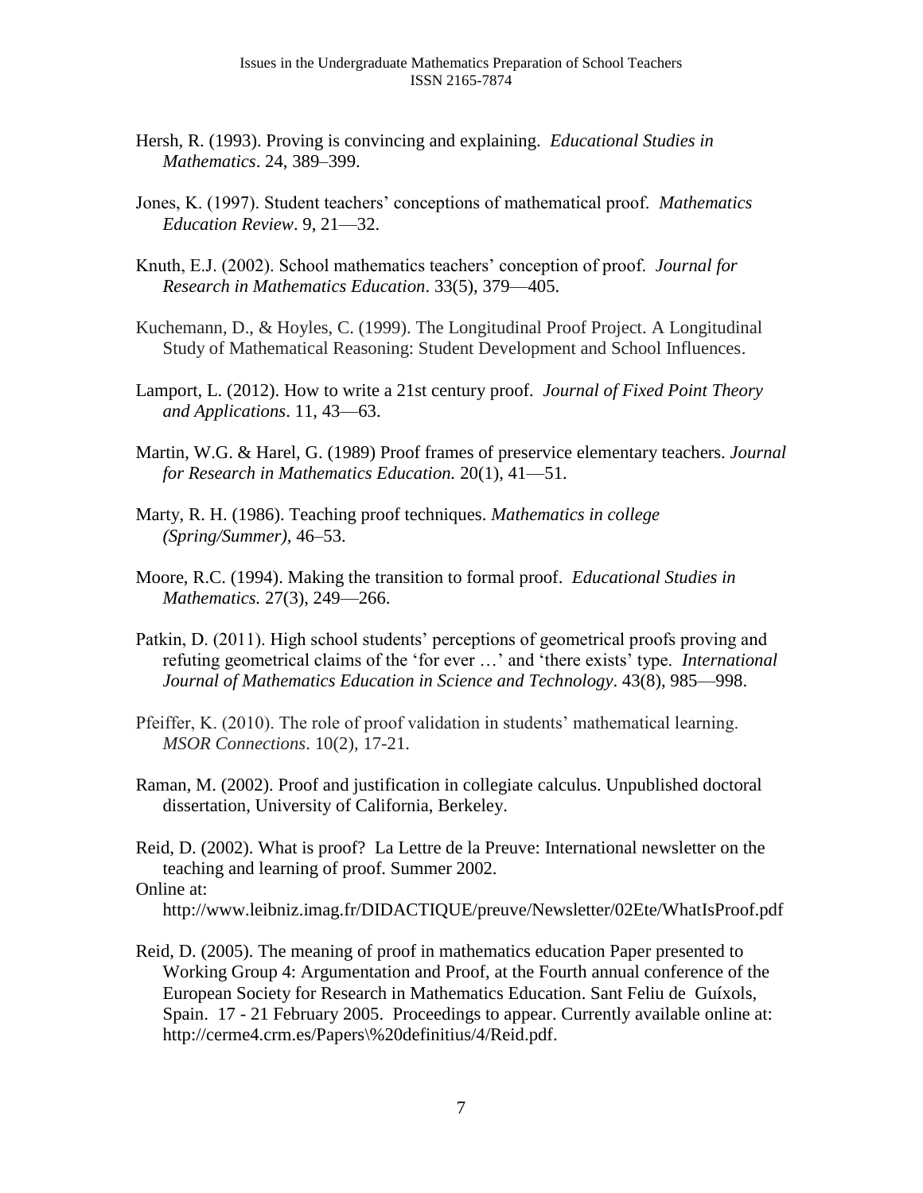Hersh, R. (1993). Proving is convincing and explaining. *Educational Studies in Mathematics*. 24, 389–399.

Jones, K. (1997). Student teachers' conceptions of mathematical proof. *Mathematics Education Review*. 9, 21—32.

Knuth, E.J. (2002). School mathematics teachers' conception of proof. *Journal for Research in Mathematics Education*. 33(5), 379—405.

Kuchemann, D., & Hoyles, C. (1999). The Longitudinal Proof Project. A Longitudinal Study of Mathematical Reasoning: Student Development and School Influences.

Lamport, L. (2012). How to write a 21st century proof. *Journal of Fixed Point Theory and Applications*. 11, 43—63.

Martin, W.G. & Harel, G. (1989) Proof frames of preservice elementary teachers. *Journal for Research in Mathematics Education.* 20(1), 41—51.

Marty, R. H. (1986). Teaching proof techniques. *Mathematics in college (Spring/Summer)*, 46–53.

Moore, R.C. (1994). Making the transition to formal proof. *Educational Studies in Mathematics.* 27(3), 249—266.

Patkin, D. (2011). High school students' perceptions of geometrical proofs proving and refuting geometrical claims of the 'for ever …' and 'there exists' type. *International Journal of Mathematics Education in Science and Technology*. 43(8), 985—998.

Pfeiffer, K. (2010). The role of proof validation in students' mathematical learning. *MSOR Connections*. 10(2), 17-21.

Raman, M. (2002). Proof and justification in collegiate calculus. Unpublished doctoral dissertation, University of California, Berkeley.

Reid, D. (2002). What is proof? La Lettre de la Preuve: International newsletter on the teaching and learning of proof. Summer 2002.
Online at:
http://www.leibniz.imag.fr/DIDACTIQUE/preuve/Newsletter/02Ete/WhatIsProof.pdf

Reid, D. (2005). The meaning of proof in mathematics education Paper presented to Working Group 4: Argumentation and Proof, at the Fourth annual conference of the European Society for Research in Mathematics Education. Sant Feliu de Guíxols, Spain. 17 - 21 February 2005. Proceedings to appear. Currently available online at: http://cerme4.crm.es/Papers\%20definitius/4/Reid.pdf.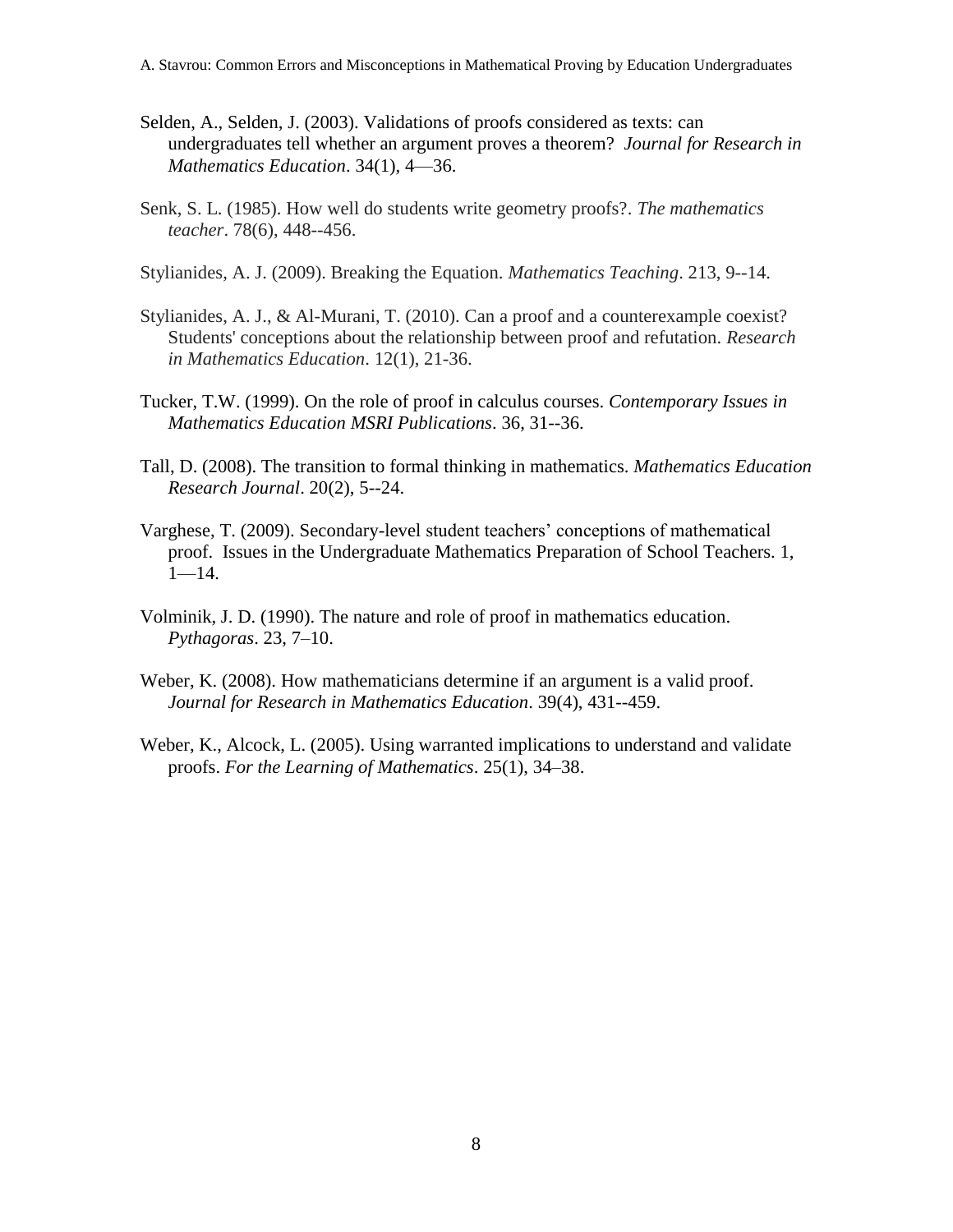Selden, A., Selden, J. (2003). Validations of proofs considered as texts: can undergraduates tell whether an argument proves a theorem? *Journal for Research in Mathematics Education*. 34(1), 4—36.

Senk, S. L. (1985). How well do students write geometry proofs?. *The mathematics teacher*. 78(6), 448--456.

Stylianides, A. J. (2009). Breaking the Equation. *Mathematics Teaching*. 213, 9--14.

Stylianides, A. J., & Al-Murani, T. (2010). Can a proof and a counterexample coexist? Students' conceptions about the relationship between proof and refutation. *Research in Mathematics Education*. 12(1), 21-36.

Tucker, T.W. (1999). On the role of proof in calculus courses. *Contemporary Issues in Mathematics Education MSRI Publications*. 36, 31--36.

Tall, D. (2008). The transition to formal thinking in mathematics. *Mathematics Education Research Journal*. 20(2), 5--24.

Varghese, T. (2009). Secondary-level student teachers' conceptions of mathematical proof. Issues in the Undergraduate Mathematics Preparation of School Teachers. 1, 1—14.

Volminik, J. D. (1990). The nature and role of proof in mathematics education. *Pythagoras*. 23, 7–10.

Weber, K. (2008). How mathematicians determine if an argument is a valid proof. *Journal for Research in Mathematics Education*. 39(4), 431--459.

Weber, K., Alcock, L. (2005). Using warranted implications to understand and validate proofs. *For the Learning of Mathematics*. 25(1), 34–38.